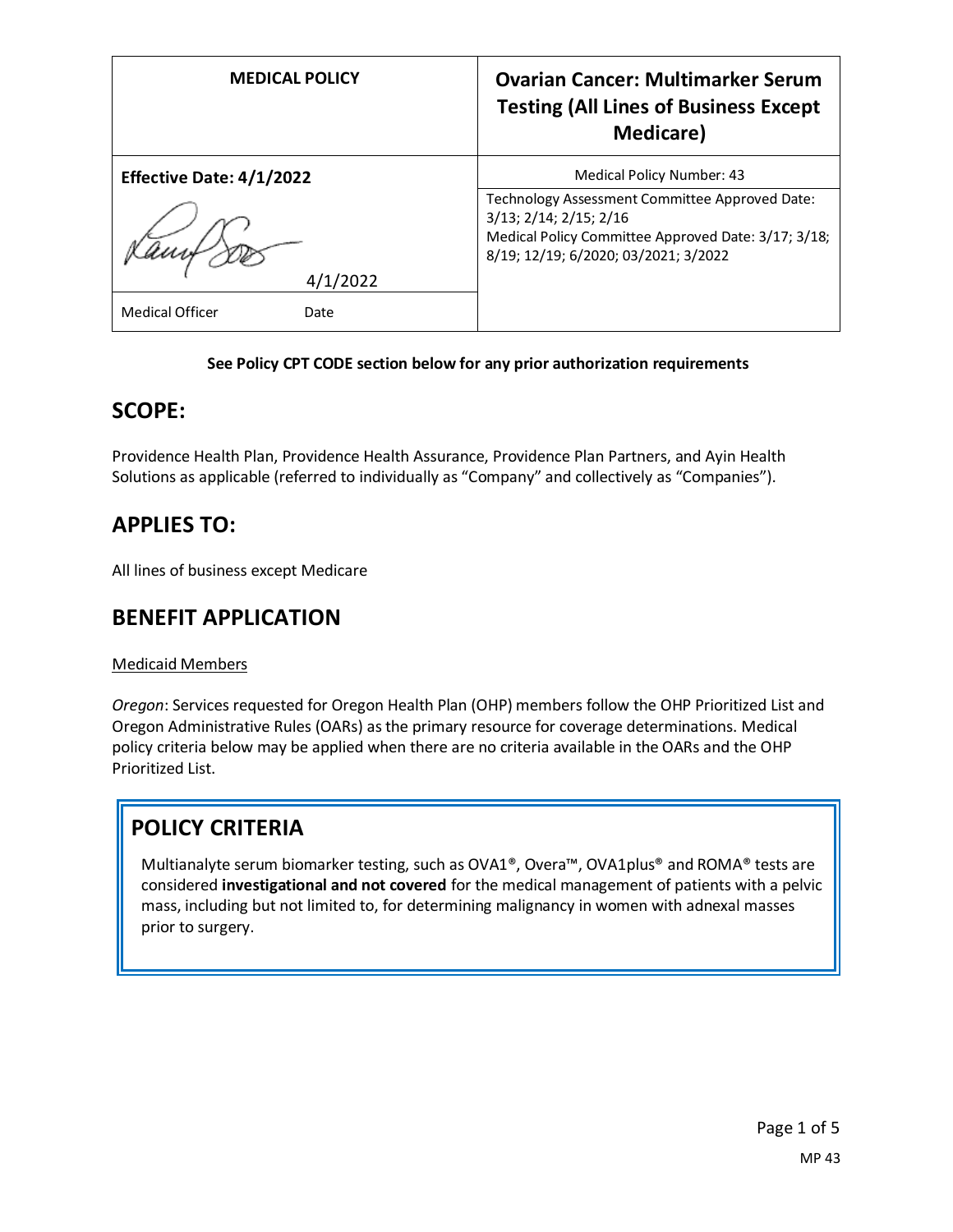| MEDICAL POLICY | Ovarian Cancer: Multimarker Serum Testing (All Lines of Business Except Medicare) |
|---|---|
| **Effective Date: 4/1/2022** | Medical Policy Number: 43 |
| 4/1/2022 | Technology Assessment Committee Approved Date: 3/13; 2/14; 2/15; 2/16<br>Medical Policy Committee Approved Date: 3/17; 3/18; 8/19; 12/19; 6/2020; 03/2021; 3/2022 |
| Medical Officer Date | |

**See Policy CPT CODE section below for any prior authorization requirements**

## SCOPE:

Providence Health Plan, Providence Health Assurance, Providence Plan Partners, and Ayin Health Solutions as applicable (referred to individually as "Company" and collectively as "Companies").

## APPLIES TO:

All lines of business except Medicare

## BENEFIT APPLICATION

Medicaid Members

*Oregon*: Services requested for Oregon Health Plan (OHP) members follow the OHP Prioritized List and Oregon Administrative Rules (OARs) as the primary resource for coverage determinations. Medical policy criteria below may be applied when there are no criteria available in the OARs and the OHP Prioritized List.

## POLICY CRITERIA

Multianalyte serum biomarker testing, such as OVA1®, Overa™, OVA1plus® and ROMA® tests are considered **investigational and not covered** for the medical management of patients with a pelvic mass, including but not limited to, for determining malignancy in women with adnexal masses prior to surgery.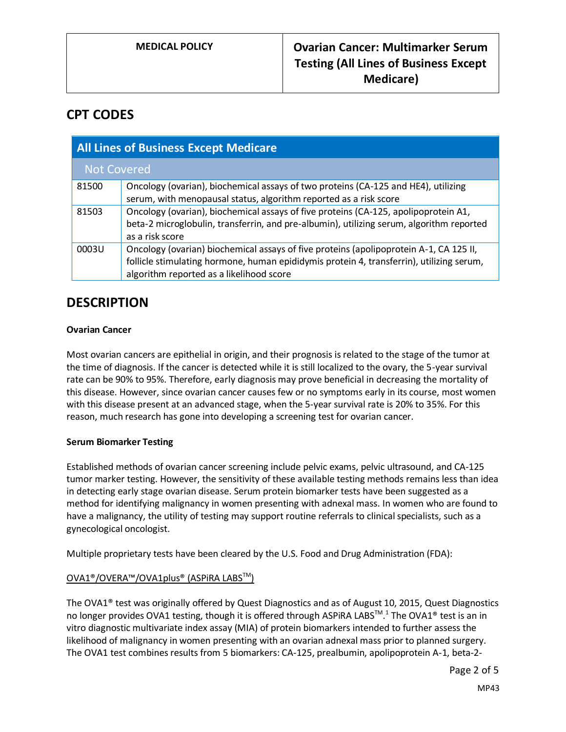## CPT CODES

| All Lines of Business Except Medicare | |
|---|---|
| **Not Covered** | |
| 81500 | Oncology (ovarian), biochemical assays of two proteins (CA-125 and HE4), utilizing serum, with menopausal status, algorithm reported as a risk score |
| 81503 | Oncology (ovarian), biochemical assays of five proteins (CA-125, apolipoprotein A1, beta-2 microglobulin, transferrin, and pre-albumin), utilizing serum, algorithm reported as a risk score |
| 0003U | Oncology (ovarian) biochemical assays of five proteins (apolipoprotein A-1, CA 125 II, follicle stimulating hormone, human epididymis protein 4, transferrin), utilizing serum, algorithm reported as a likelihood score |

## DESCRIPTION

**Ovarian Cancer**

Most ovarian cancers are epithelial in origin, and their prognosis is related to the stage of the tumor at the time of diagnosis. If the cancer is detected while it is still localized to the ovary, the 5-year survival rate can be 90% to 95%. Therefore, early diagnosis may prove beneficial in decreasing the mortality of this disease. However, since ovarian cancer causes few or no symptoms early in its course, most women with this disease present at an advanced stage, when the 5-year survival rate is 20% to 35%. For this reason, much research has gone into developing a screening test for ovarian cancer.

**Serum Biomarker Testing**

Established methods of ovarian cancer screening include pelvic exams, pelvic ultrasound, and CA-125 tumor marker testing. However, the sensitivity of these available testing methods remains less than idea in detecting early stage ovarian disease. Serum protein biomarker tests have been suggested as a method for identifying malignancy in women presenting with adnexal mass. In women who are found to have a malignancy, the utility of testing may support routine referrals to clinical specialists, such as a gynecological oncologist.

Multiple proprietary tests have been cleared by the U.S. Food and Drug Administration (FDA):

<u>OVA1®/OVERA™/OVA1plus® (ASPiRA LABS™)</u>

The OVA1® test was originally offered by Quest Diagnostics and as of August 10, 2015, Quest Diagnostics no longer provides OVA1 testing, though it is offered through ASPiRA LABS™.[1] The OVA1® test is an in vitro diagnostic multivariate index assay (MIA) of protein biomarkers intended to further assess the likelihood of malignancy in women presenting with an ovarian adnexal mass prior to planned surgery. The OVA1 test combines results from 5 biomarkers: CA-125, prealbumin, apolipoprotein A-1, beta-2-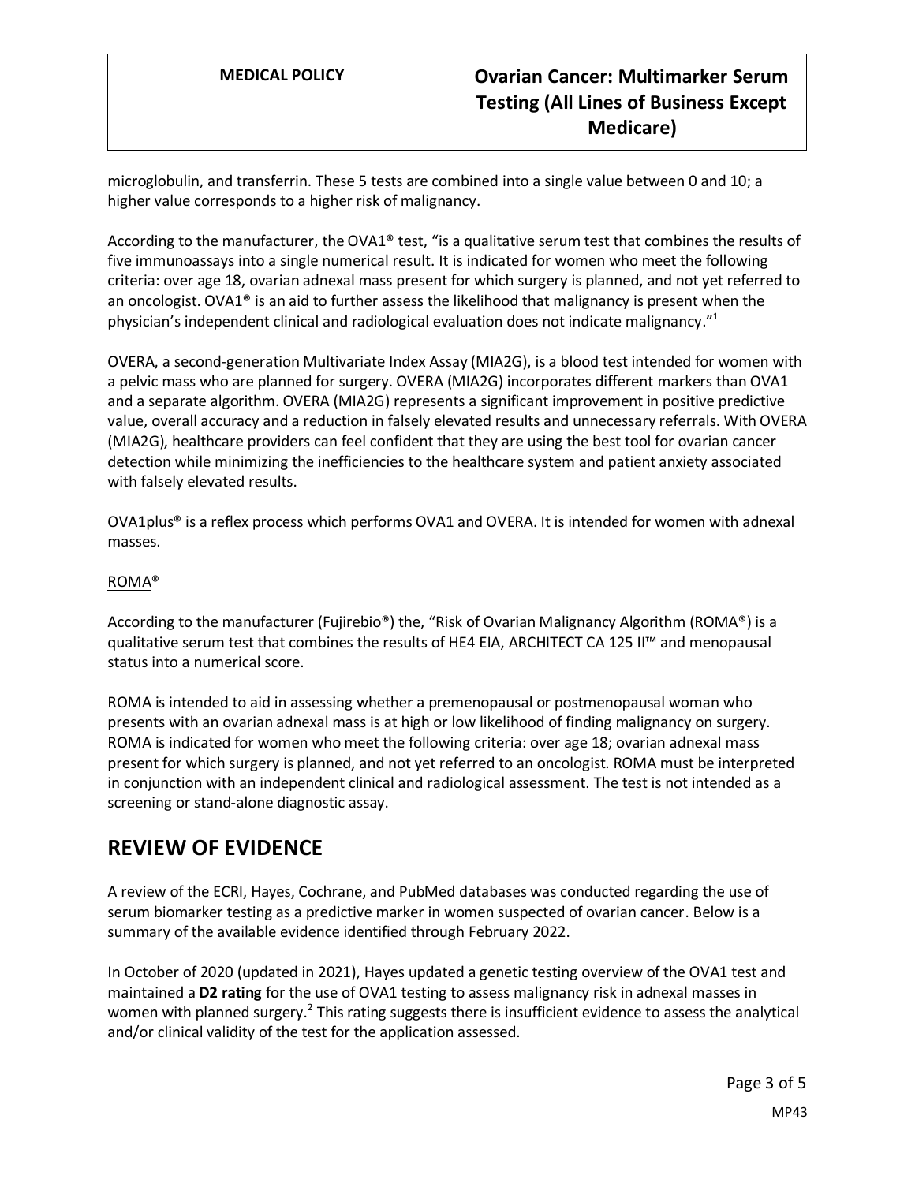microglobulin, and transferrin. These 5 tests are combined into a single value between 0 and 10; a higher value corresponds to a higher risk of malignancy.

According to the manufacturer, the OVA1® test, "is a qualitative serum test that combines the results of five immunoassays into a single numerical result. It is indicated for women who meet the following criteria: over age 18, ovarian adnexal mass present for which surgery is planned, and not yet referred to an oncologist. OVA1® is an aid to further assess the likelihood that malignancy is present when the physician's independent clinical and radiological evaluation does not indicate malignancy."[1]

OVERA, a second-generation Multivariate Index Assay (MIA2G), is a blood test intended for women with a pelvic mass who are planned for surgery. OVERA (MIA2G) incorporates different markers than OVA1 and a separate algorithm. OVERA (MIA2G) represents a significant improvement in positive predictive value, overall accuracy and a reduction in falsely elevated results and unnecessary referrals. With OVERA (MIA2G), healthcare providers can feel confident that they are using the best tool for ovarian cancer detection while minimizing the inefficiencies to the healthcare system and patient anxiety associated with falsely elevated results.

OVA1plus® is a reflex process which performs OVA1 and OVERA. It is intended for women with adnexal masses.

ROMA®

According to the manufacturer (Fujirebio®) the, "Risk of Ovarian Malignancy Algorithm (ROMA®) is a qualitative serum test that combines the results of HE4 EIA, ARCHITECT CA 125 II™ and menopausal status into a numerical score.

ROMA is intended to aid in assessing whether a premenopausal or postmenopausal woman who presents with an ovarian adnexal mass is at high or low likelihood of finding malignancy on surgery. ROMA is indicated for women who meet the following criteria: over age 18; ovarian adnexal mass present for which surgery is planned, and not yet referred to an oncologist. ROMA must be interpreted in conjunction with an independent clinical and radiological assessment. The test is not intended as a screening or stand-alone diagnostic assay.

## REVIEW OF EVIDENCE

A review of the ECRI, Hayes, Cochrane, and PubMed databases was conducted regarding the use of serum biomarker testing as a predictive marker in women suspected of ovarian cancer. Below is a summary of the available evidence identified through February 2022.

In October of 2020 (updated in 2021), Hayes updated a genetic testing overview of the OVA1 test and maintained a **D2 rating** for the use of OVA1 testing to assess malignancy risk in adnexal masses in women with planned surgery.[2] This rating suggests there is insufficient evidence to assess the analytical and/or clinical validity of the test for the application assessed.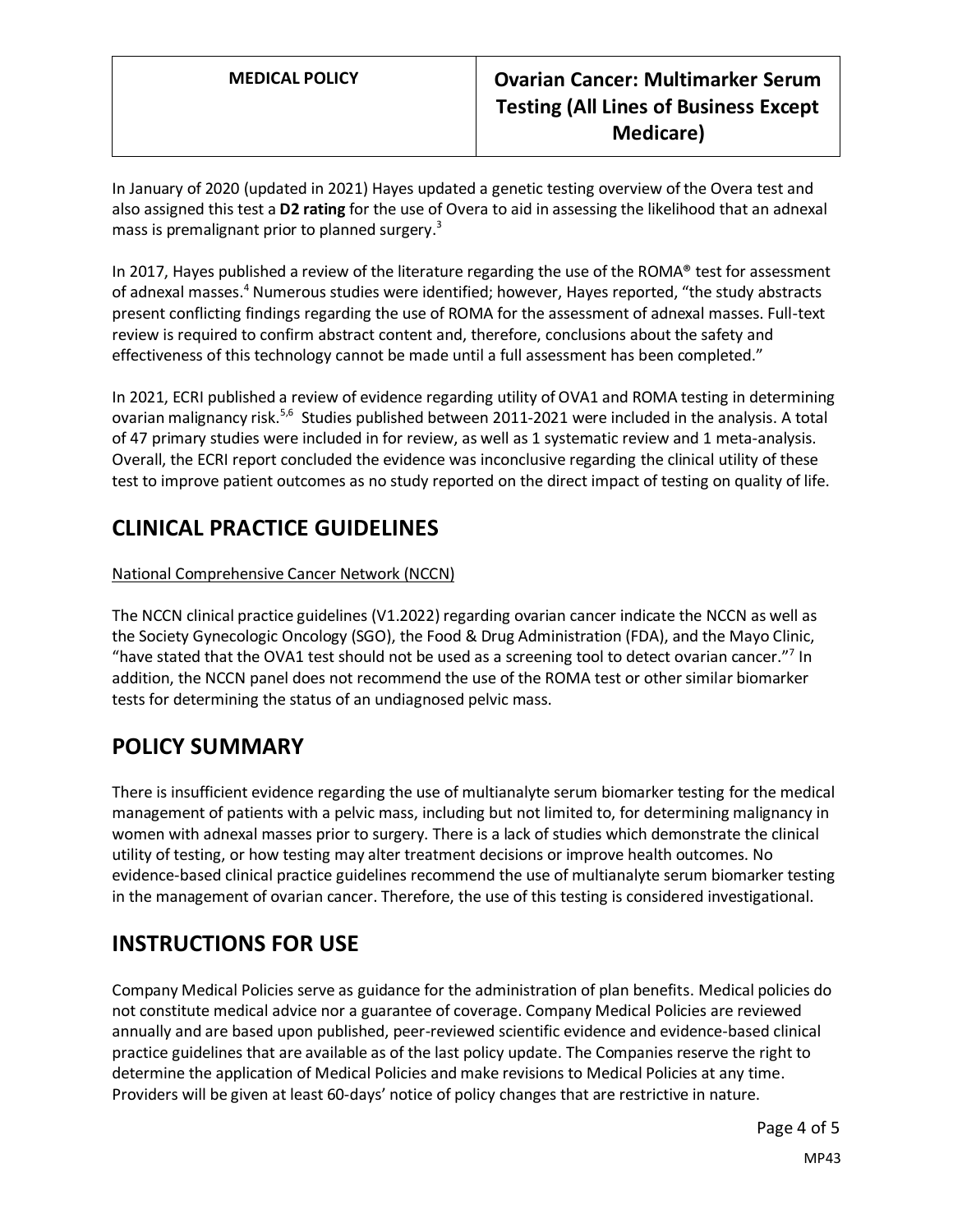In January of 2020 (updated in 2021) Hayes updated a genetic testing overview of the Overa test and also assigned this test a **D2 rating** for the use of Overa to aid in assessing the likelihood that an adnexal mass is premalignant prior to planned surgery.[3]

In 2017, Hayes published a review of the literature regarding the use of the ROMA® test for assessment of adnexal masses.[4] Numerous studies were identified; however, Hayes reported, "the study abstracts present conflicting findings regarding the use of ROMA for the assessment of adnexal masses. Full-text review is required to confirm abstract content and, therefore, conclusions about the safety and effectiveness of this technology cannot be made until a full assessment has been completed."

In 2021, ECRI published a review of evidence regarding utility of OVA1 and ROMA testing in determining ovarian malignancy risk.[5,6] Studies published between 2011-2021 were included in the analysis. A total of 47 primary studies were included in for review, as well as 1 systematic review and 1 meta-analysis. Overall, the ECRI report concluded the evidence was inconclusive regarding the clinical utility of these test to improve patient outcomes as no study reported on the direct impact of testing on quality of life.

## CLINICAL PRACTICE GUIDELINES

National Comprehensive Cancer Network (NCCN)

The NCCN clinical practice guidelines (V1.2022) regarding ovarian cancer indicate the NCCN as well as the Society Gynecologic Oncology (SGO), the Food & Drug Administration (FDA), and the Mayo Clinic, "have stated that the OVA1 test should not be used as a screening tool to detect ovarian cancer."[7] In addition, the NCCN panel does not recommend the use of the ROMA test or other similar biomarker tests for determining the status of an undiagnosed pelvic mass.

## POLICY SUMMARY

There is insufficient evidence regarding the use of multianalyte serum biomarker testing for the medical management of patients with a pelvic mass, including but not limited to, for determining malignancy in women with adnexal masses prior to surgery. There is a lack of studies which demonstrate the clinical utility of testing, or how testing may alter treatment decisions or improve health outcomes. No evidence-based clinical practice guidelines recommend the use of multianalyte serum biomarker testing in the management of ovarian cancer. Therefore, the use of this testing is considered investigational.

## INSTRUCTIONS FOR USE

Company Medical Policies serve as guidance for the administration of plan benefits. Medical policies do not constitute medical advice nor a guarantee of coverage. Company Medical Policies are reviewed annually and are based upon published, peer-reviewed scientific evidence and evidence-based clinical practice guidelines that are available as of the last policy update. The Companies reserve the right to determine the application of Medical Policies and make revisions to Medical Policies at any time. Providers will be given at least 60-days' notice of policy changes that are restrictive in nature.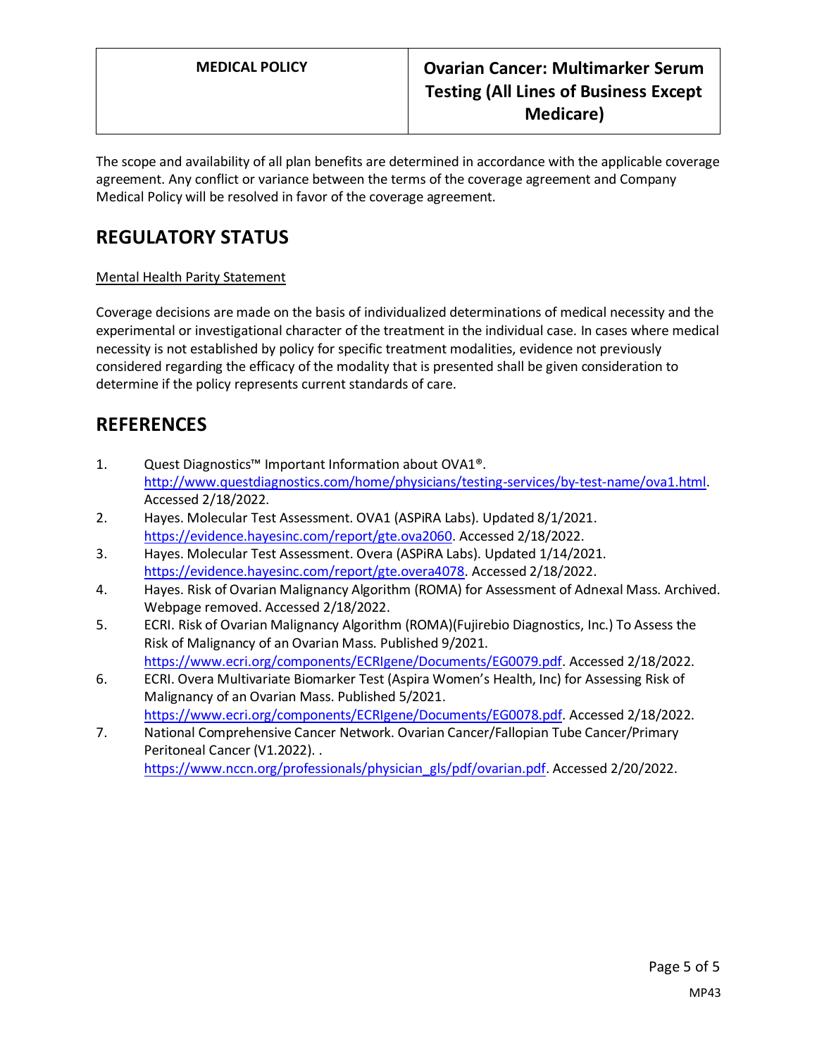The scope and availability of all plan benefits are determined in accordance with the applicable coverage agreement. Any conflict or variance between the terms of the coverage agreement and Company Medical Policy will be resolved in favor of the coverage agreement.

## REGULATORY STATUS

Mental Health Parity Statement

Coverage decisions are made on the basis of individualized determinations of medical necessity and the experimental or investigational character of the treatment in the individual case. In cases where medical necessity is not established by policy for specific treatment modalities, evidence not previously considered regarding the efficacy of the modality that is presented shall be given consideration to determine if the policy represents current standards of care.

## REFERENCES

1. Quest Diagnostics™ Important Information about OVA1®. http://www.questdiagnostics.com/home/physicians/testing-services/by-test-name/ova1.html. Accessed 2/18/2022.
2. Hayes. Molecular Test Assessment. OVA1 (ASPiRA Labs). Updated 8/1/2021. https://evidence.hayesinc.com/report/gte.ova2060. Accessed 2/18/2022.
3. Hayes. Molecular Test Assessment. Overa (ASPiRA Labs). Updated 1/14/2021. https://evidence.hayesinc.com/report/gte.overa4078. Accessed 2/18/2022.
4. Hayes. Risk of Ovarian Malignancy Algorithm (ROMA) for Assessment of Adnexal Mass. Archived. Webpage removed. Accessed 2/18/2022.
5. ECRI. Risk of Ovarian Malignancy Algorithm (ROMA)(Fujirebio Diagnostics, Inc.) To Assess the Risk of Malignancy of an Ovarian Mass. Published 9/2021. https://www.ecri.org/components/ECRIgene/Documents/EG0079.pdf. Accessed 2/18/2022.
6. ECRI. Overa Multivariate Biomarker Test (Aspira Women's Health, Inc) for Assessing Risk of Malignancy of an Ovarian Mass. Published 5/2021. https://www.ecri.org/components/ECRIgene/Documents/EG0078.pdf. Accessed 2/18/2022.
7. National Comprehensive Cancer Network. Ovarian Cancer/Fallopian Tube Cancer/Primary Peritoneal Cancer (V1.2022). . https://www.nccn.org/professionals/physician_gls/pdf/ovarian.pdf. Accessed 2/20/2022.